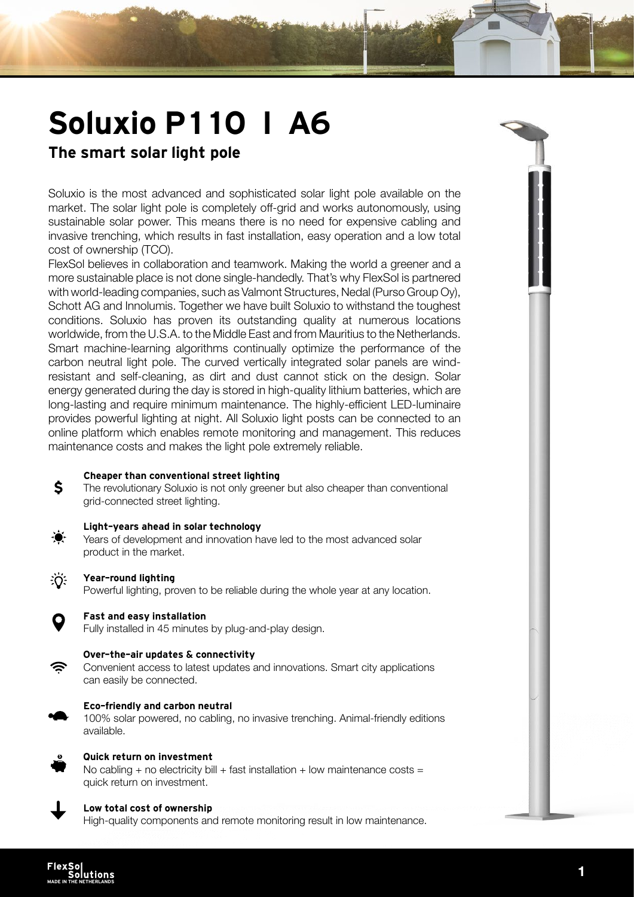# Soluxio P110 I A6

## The smart solar light pole

Soluxio is the most advanced and sophisticated solar light pole available on the market. The solar light pole is completely off-grid and works autonomously, using sustainable solar power. This means there is no need for expensive cabling and invasive trenching, which results in fast installation, easy operation and a low total cost of ownership (TCO).

FlexSol believes in collaboration and teamwork. Making the world a greener and a more sustainable place is not done single-handedly. That's why FlexSol is partnered with world-leading companies, such as Valmont Structures, Nedal (Purso Group Oy), Schott AG and Innolumis. Together we have built Soluxio to withstand the toughest conditions. Soluxio has proven its outstanding quality at numerous locations worldwide, from the U.S.A. to the Middle East and from Mauritius to the Netherlands. Smart machine-learning algorithms continually optimize the performance of the carbon neutral light pole. The curved vertically integrated solar panels are wind-resistant and self-cleaning, as dirt and dust cannot stick on the design. Solar energy generated during the day is stored in high-quality lithium batteries, which are long-lasting and require minimum maintenance. The highly-efficient LED-luminaire provides powerful lighting at night. All Soluxio light posts can be connected to an online platform which enables remote monitoring and management. This reduces maintenance costs and makes the light pole extremely reliable.

**Cheaper than conventional street lighting**
The revolutionary Soluxio is not only greener but also cheaper than conventional grid-connected street lighting.

**Light-years ahead in solar technology**
Years of development and innovation have led to the most advanced solar product in the market.

**Year-round lighting**
Powerful lighting, proven to be reliable during the whole year at any location.

**Fast and easy installation**
Fully installed in 45 minutes by plug-and-play design.

**Over-the-air updates & connectivity**
Convenient access to latest updates and innovations. Smart city applications can easily be connected.

**Eco-friendly and carbon neutral**
100% solar powered, no cabling, no invasive trenching. Animal-friendly editions available.

**Quick return on investment**
No cabling + no electricity bill + fast installation + low maintenance costs = quick return on investment.

**Low total cost of ownership**
High-quality components and remote monitoring result in low maintenance.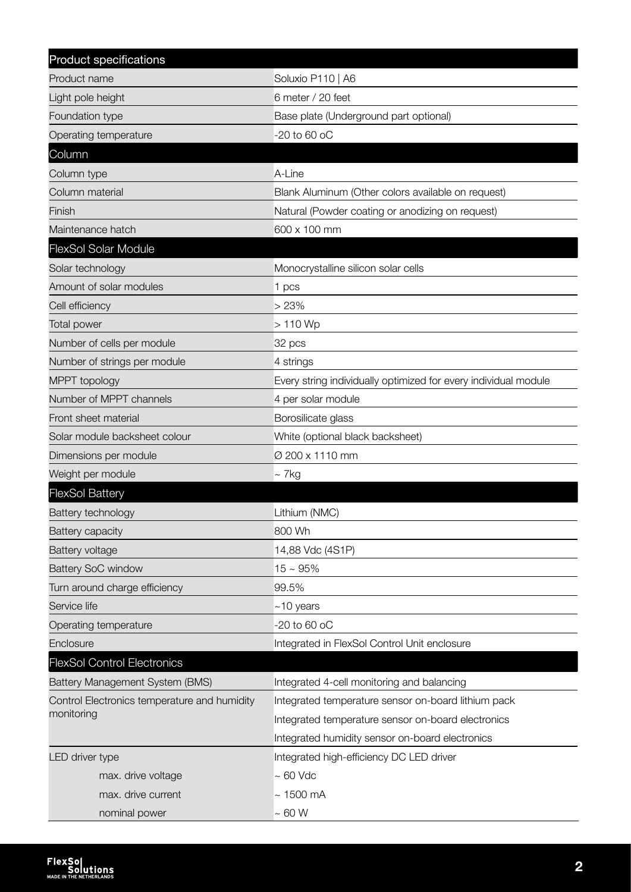| Product specifications | |
|---|---|
| Product name | Soluxio P110 \| A6 |
| Light pole height | 6 meter / 20 feet |
| Foundation type | Base plate (Underground part optional) |
| Operating temperature | -20 to 60 oC |
| **Column** | |
| Column type | A-Line |
| Column material | Blank Aluminum (Other colors available on request) |
| Finish | Natural (Powder coating or anodizing on request) |
| Maintenance hatch | 600 x 100 mm |
| **FlexSol Solar Module** | |
| Solar technology | Monocrystalline silicon solar cells |
| Amount of solar modules | 1 pcs |
| Cell efficiency | > 23% |
| Total power | > 110 Wp |
| Number of cells per module | 32 pcs |
| Number of strings per module | 4 strings |
| MPPT topology | Every string individually optimized for every individual module |
| Number of MPPT channels | 4 per solar module |
| Front sheet material | Borosilicate glass |
| Solar module backsheet colour | White (optional black backsheet) |
| Dimensions per module | Ø 200 x 1110 mm |
| Weight per module | ~ 7kg |
| **FlexSol Battery** | |
| Battery technology | Lithium (NMC) |
| Battery capacity | 800 Wh |
| Battery voltage | 14,88 Vdc (4S1P) |
| Battery SoC window | 15 ~ 95% |
| Turn around charge efficiency | 99.5% |
| Service life | ~10 years |
| Operating temperature | -20 to 60 oC |
| Enclosure | Integrated in FlexSol Control Unit enclosure |
| **FlexSol Control Electronics** | |
| Battery Management System (BMS) | Integrated 4-cell monitoring and balancing |
| Control Electronics temperature and humidity monitoring | Integrated temperature sensor on-board lithium pack |
| | Integrated temperature sensor on-board electronics |
| | Integrated humidity sensor on-board electronics |
| LED driver type | Integrated high-efficiency DC LED driver |
| max. drive voltage | ~ 60 Vdc |
| max. drive current | ~ 1500 mA |
| nominal power | ~ 60 W |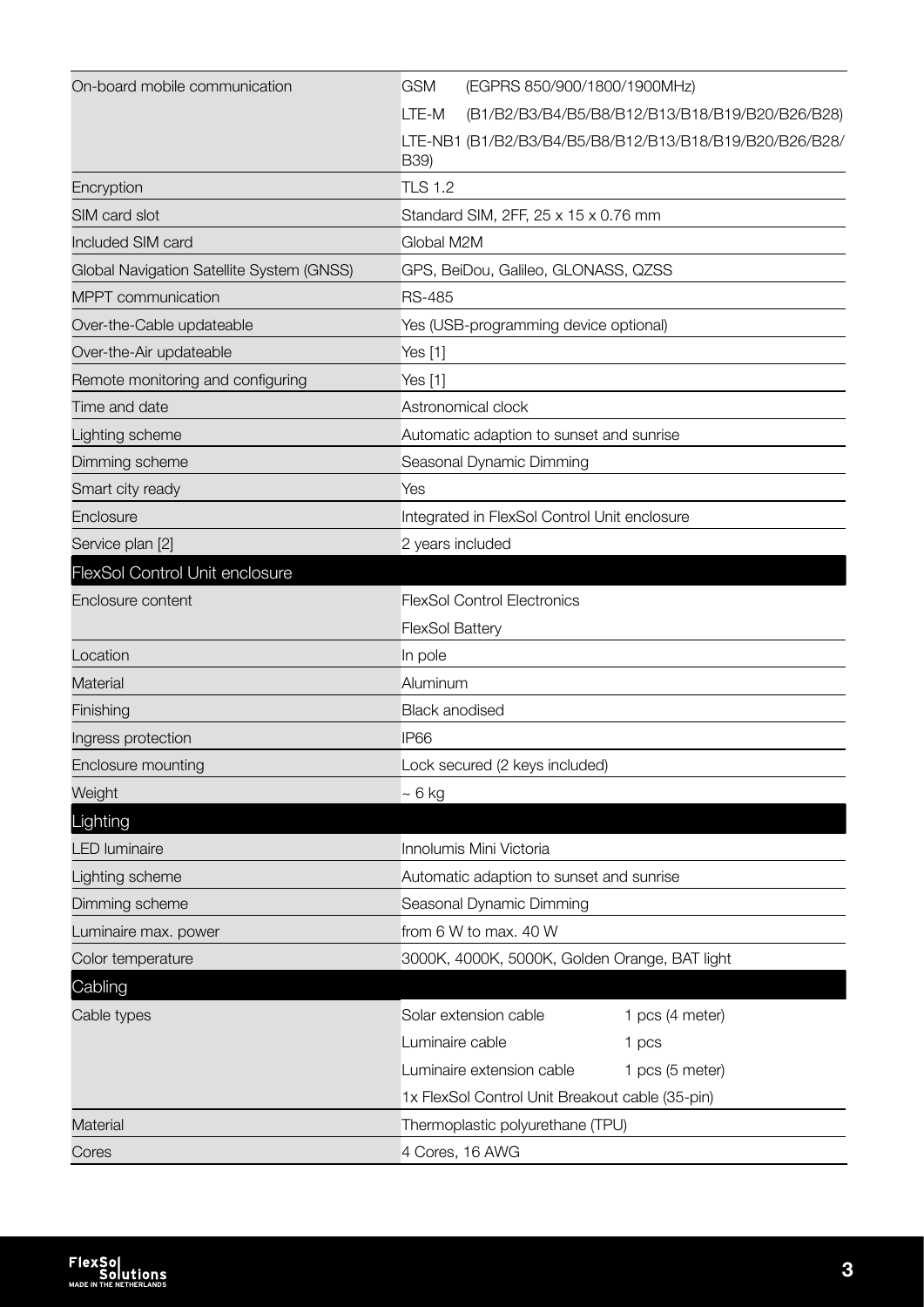| | |
|---|---|
| On-board mobile communication | GSM (EGPRS 850/900/1800/1900MHz) |
| | LTE-M (B1/B2/B3/B4/B5/B8/B12/B13/B18/B19/B20/B26/B28) |
| | LTE-NB1 (B1/B2/B3/B4/B5/B8/B12/B13/B18/B19/B20/B26/B28/B39) |
| Encryption | TLS 1.2 |
| SIM card slot | Standard SIM, 2FF, 25 x 15 x 0.76 mm |
| Included SIM card | Global M2M |
| Global Navigation Satellite System (GNSS) | GPS, BeiDou, Galileo, GLONASS, QZSS |
| MPPT communication | RS-485 |
| Over-the-Cable updateable | Yes (USB-programming device optional) |
| Over-the-Air updateable | Yes [1] |
| Remote monitoring and configuring | Yes [1] |
| Time and date | Astronomical clock |
| Lighting scheme | Automatic adaption to sunset and sunrise |
| Dimming scheme | Seasonal Dynamic Dimming |
| Smart city ready | Yes |
| Enclosure | Integrated in FlexSol Control Unit enclosure |
| Service plan [2] | 2 years included |

## FlexSol Control Unit enclosure

| | |
|---|---|
| Enclosure content | FlexSol Control Electronics |
| | FlexSol Battery |
| Location | In pole |
| Material | Aluminum |
| Finishing | Black anodised |
| Ingress protection | IP66 |
| Enclosure mounting | Lock secured (2 keys included) |
| Weight | ~ 6 kg |

## Lighting

| | |
|---|---|
| LED luminaire | Innolumis Mini Victoria |
| Lighting scheme | Automatic adaption to sunset and sunrise |
| Dimming scheme | Seasonal Dynamic Dimming |
| Luminaire max. power | from 6 W to max. 40 W |
| Color temperature | 3000K, 4000K, 5000K, Golden Orange, BAT light |

## Cabling

| | | |
|---|---|---|
| Cable types | Solar extension cable | 1 pcs (4 meter) |
| | Luminaire cable | 1 pcs |
| | Luminaire extension cable | 1 pcs (5 meter) |
| | 1x FlexSol Control Unit Breakout cable (35-pin) | |
| Material | Thermoplastic polyurethane (TPU) | |
| Cores | 4 Cores, 16 AWG | |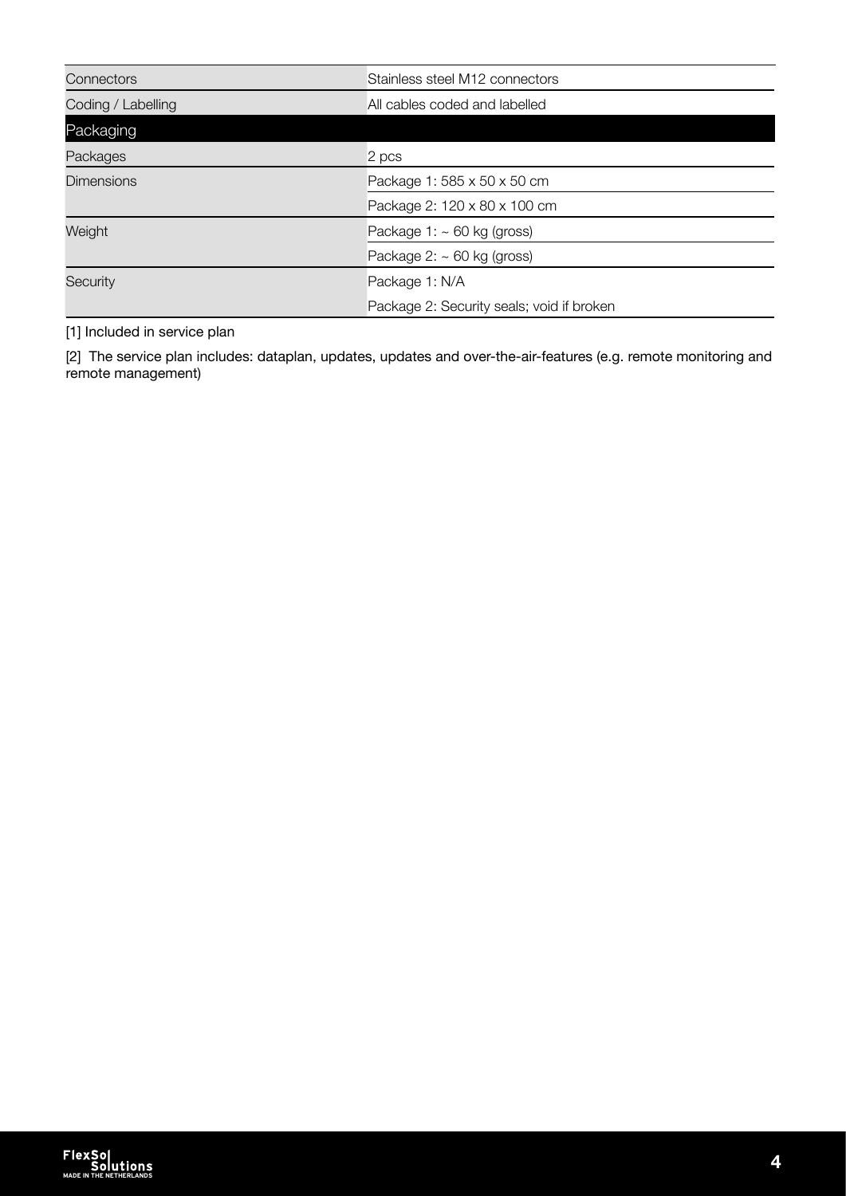| | |
|---|---|
| Connectors | Stainless steel M12 connectors |
| Coding / Labelling | All cables coded and labelled |
| **Packaging** | |
| Packages | 2 pcs |
| Dimensions | Package 1: 585 x 50 x 50 cm |
| | Package 2: 120 x 80 x 100 cm |
| Weight | Package 1: ~ 60 kg (gross) |
| | Package 2: ~ 60 kg (gross) |
| Security | Package 1: N/A |
| | Package 2: Security seals; void if broken |

[1] Included in service plan

[2] The service plan includes: dataplan, updates, updates and over-the-air-features (e.g. remote monitoring and remote management)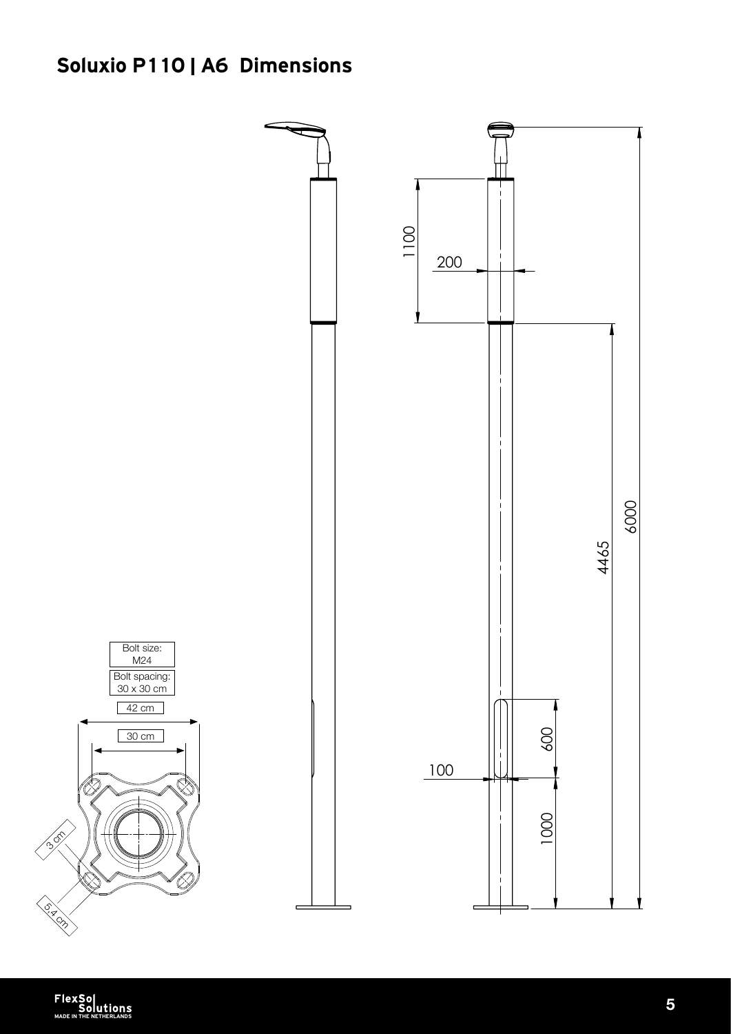# Soluxio P110 | A6 Dimensions

Bolt size: M24

Bolt spacing: 30 x 30 cm

42 cm

30 cm

3 cm

5.4 cm

1100

200

4465

6000

600

100

1000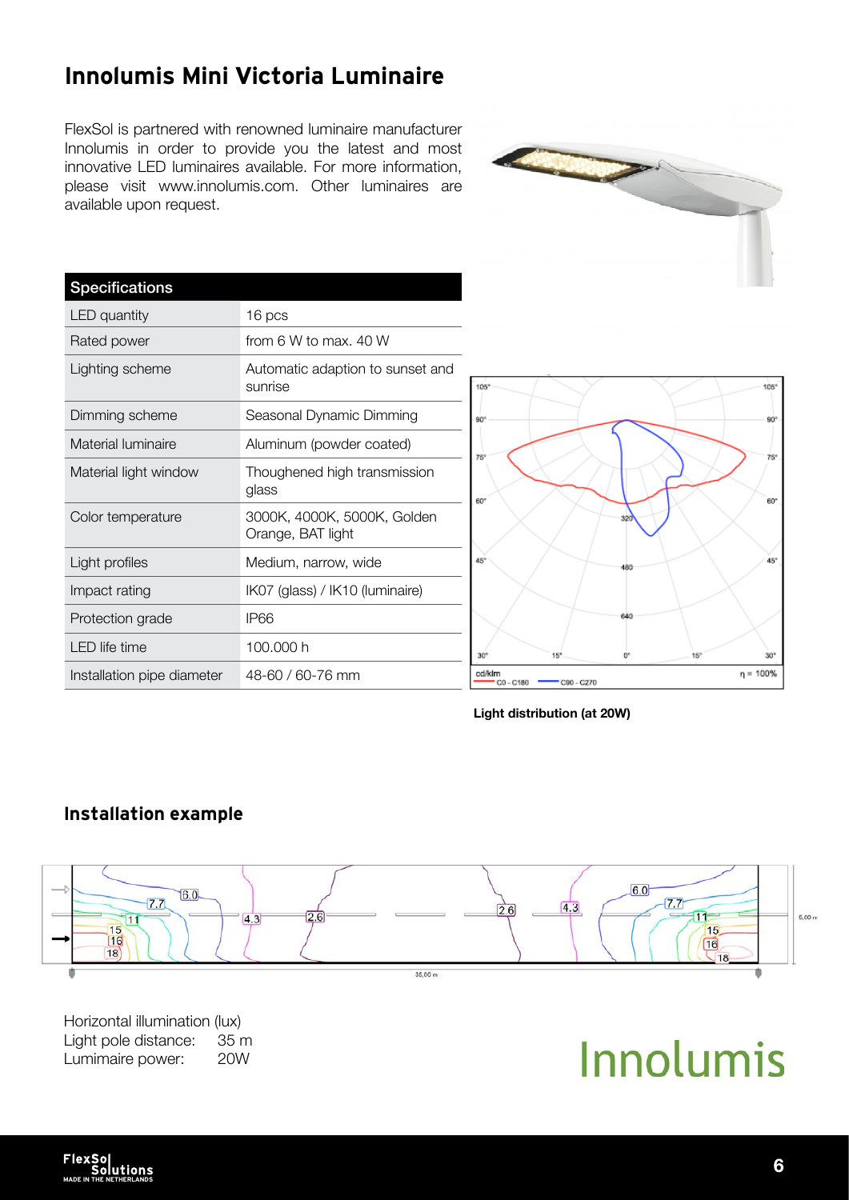# Innolumis Mini Victoria Luminaire

FlexSol is partnered with renowned luminaire manufacturer Innolumis in order to provide you the latest and most innovative LED luminaires available. For more information, please visit www.innolumis.com. Other luminaires are available upon request.

| Specifications | |
|---|---|
| LED quantity | 16 pcs |
| Rated power | from 6 W to max. 40 W |
| Lighting scheme | Automatic adaption to sunset and sunrise |
| Dimming scheme | Seasonal Dynamic Dimming |
| Material luminaire | Aluminum (powder coated) |
| Material light window | Thoughened high transmission glass |
| Color temperature | 3000K, 4000K, 5000K, Golden Orange, BAT light |
| Light profiles | Medium, narrow, wide |
| Impact rating | IK07 (glass) / IK10 (luminaire) |
| Protection grade | IP66 |
| LED life time | 100.000 h |
| Installation pipe diameter | 48-60 / 60-76 mm |

Light distribution (at 20W)

## Installation example

Horizontal illumination (lux)
Light pole distance: 35 m
Lumimaire power: 20W

Innolumis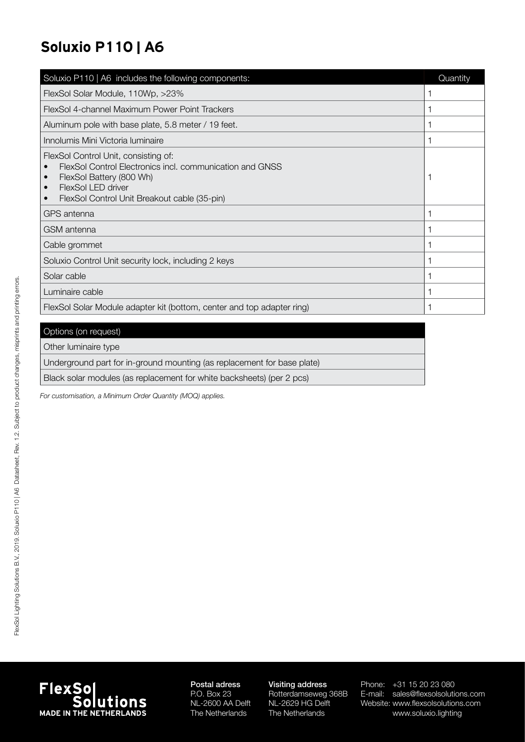# Soluxio P110 | A6

| Soluxio P110 \| A6 includes the following components: | Quantity |
|---|---|
| FlexSol Solar Module, 110Wp, >23% | 1 |
| FlexSol 4-channel Maximum Power Point Trackers | 1 |
| Aluminum pole with base plate, 5.8 meter / 19 feet. | 1 |
| Innolumis Mini Victoria luminaire | 1 |
| FlexSol Control Unit, consisting of:<br>• FlexSol Control Electronics incl. communication and GNSS<br>• FlexSol Battery (800 Wh)<br>• FlexSol LED driver<br>• FlexSol Control Unit Breakout cable (35-pin) | 1 |
| GPS antenna | 1 |
| GSM antenna | 1 |
| Cable grommet | 1 |
| Soluxio Control Unit security lock, including 2 keys | 1 |
| Solar cable | 1 |
| Luminaire cable | 1 |
| FlexSol Solar Module adapter kit (bottom, center and top adapter ring) | 1 |

| Options (on request) |
|---|
| Other luminaire type |
| Underground part for in-ground mounting (as replacement for base plate) |
| Black solar modules (as replacement for white backsheets) (per 2 pcs) |

*For customisation, a Minimum Order Quantity (MOQ) applies.*

FlexSol Lighting Solutions B.V., 2019, Soluxio P110 | A6 Datasheet, Rev. 1.2. Subject to product changes, misprints and printing errors.

FlexSol Solutions
MADE IN THE NETHERLANDS

**Postal adress**
P.O. Box 23
NL-2600 AA Delft
The Netherlands

**Visiting address**
Rotterdamseweg 368B
NL-2629 HG Delft
The Netherlands

Phone: +31 15 20 23 080
E-mail: sales@flexsolsolutions.com
Website: www.flexsolsolutions.com
www.soluxio.lighting